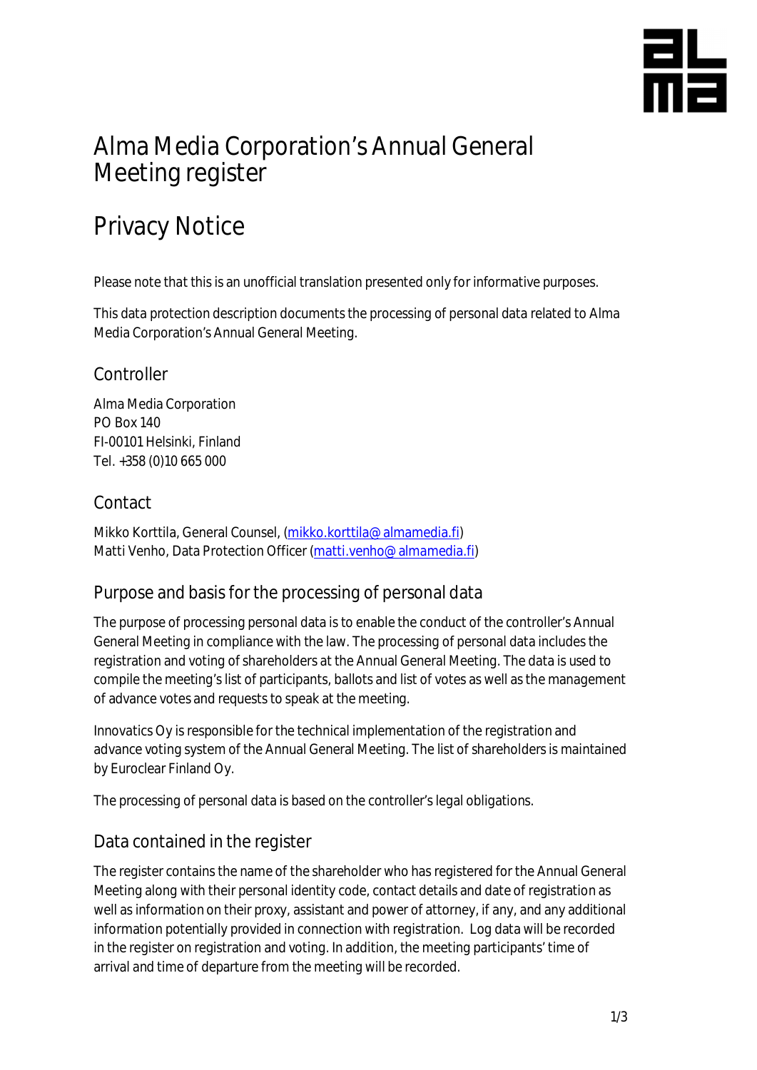# Alma Media Corporation's Annual General Meeting register

# Privacy Notice

Please note that this is an unofficial translation presented only for informative purposes.

This data protection description documents the processing of personal data related to Alma Media Corporation's Annual General Meeting.

## Controller

Alma Media Corporation
PO Box 140
FI-00101 Helsinki, Finland
Tel. +358 (0)10 665 000

## Contact

Mikko Korttila, General Counsel, (mikko.korttila@almamedia.fi)
Matti Venho, Data Protection Officer (matti.venho@almamedia.fi)

## Purpose and basis for the processing of personal data

The purpose of processing personal data is to enable the conduct of the controller's Annual General Meeting in compliance with the law. The processing of personal data includes the registration and voting of shareholders at the Annual General Meeting. The data is used to compile the meeting's list of participants, ballots and list of votes as well as the management of advance votes and requests to speak at the meeting.

Innovatics Oy is responsible for the technical implementation of the registration and advance voting system of the Annual General Meeting. The list of shareholders is maintained by Euroclear Finland Oy.

The processing of personal data is based on the controller's legal obligations.

## Data contained in the register

The register contains the name of the shareholder who has registered for the Annual General Meeting along with their personal identity code, contact details and date of registration as well as information on their proxy, assistant and power of attorney, if any, and any additional information potentially provided in connection with registration. Log data will be recorded in the register on registration and voting. In addition, the meeting participants' time of arrival and time of departure from the meeting will be recorded.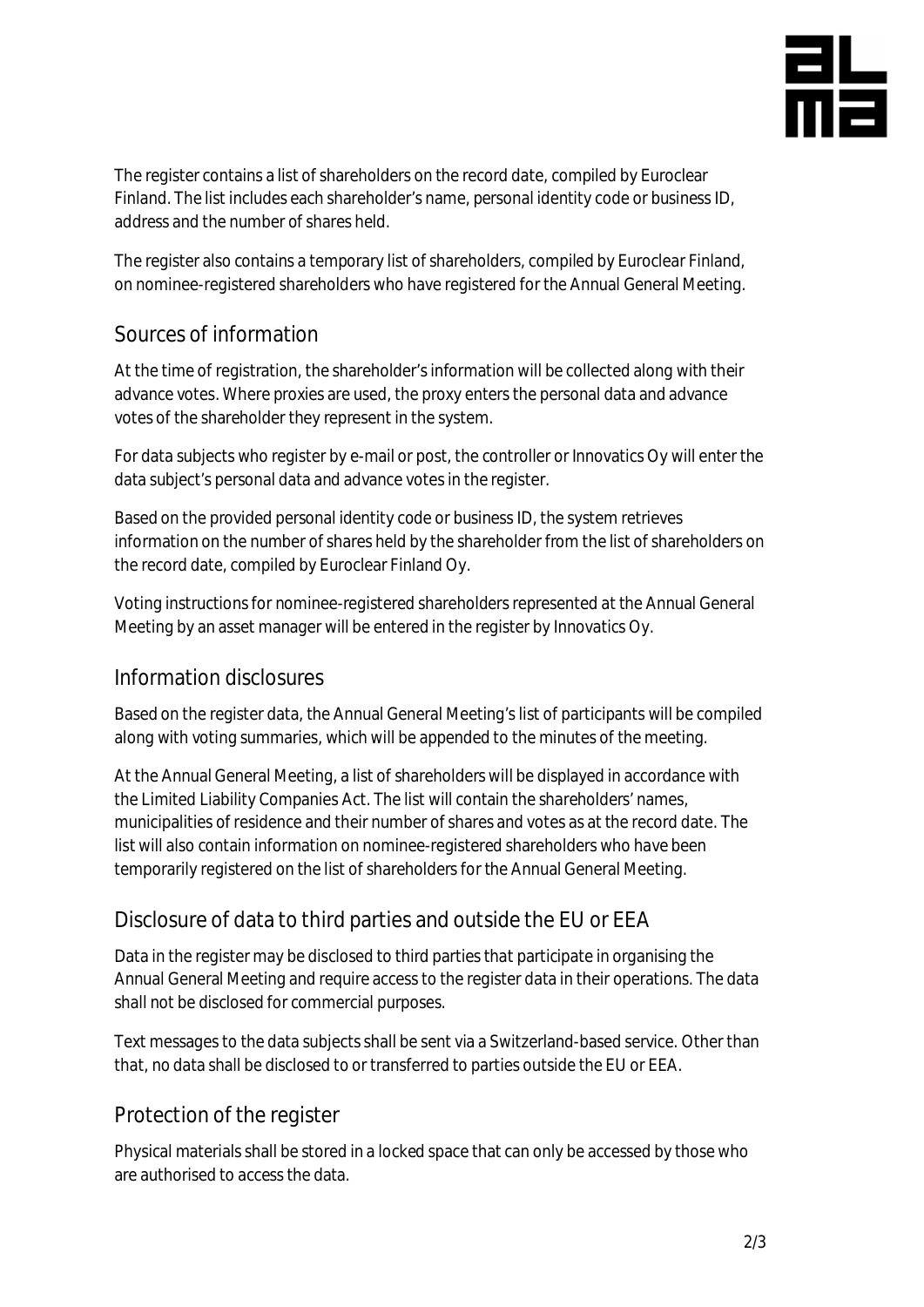The register contains a list of shareholders on the record date, compiled by Euroclear Finland. The list includes each shareholder's name, personal identity code or business ID, address and the number of shares held.

The register also contains a temporary list of shareholders, compiled by Euroclear Finland, on nominee-registered shareholders who have registered for the Annual General Meeting.

## Sources of information

At the time of registration, the shareholder's information will be collected along with their advance votes. Where proxies are used, the proxy enters the personal data and advance votes of the shareholder they represent in the system.

For data subjects who register by e-mail or post, the controller or Innovatics Oy will enter the data subject's personal data and advance votes in the register.

Based on the provided personal identity code or business ID, the system retrieves information on the number of shares held by the shareholder from the list of shareholders on the record date, compiled by Euroclear Finland Oy.

Voting instructions for nominee-registered shareholders represented at the Annual General Meeting by an asset manager will be entered in the register by Innovatics Oy.

## Information disclosures

Based on the register data, the Annual General Meeting's list of participants will be compiled along with voting summaries, which will be appended to the minutes of the meeting.

At the Annual General Meeting, a list of shareholders will be displayed in accordance with the Limited Liability Companies Act. The list will contain the shareholders' names, municipalities of residence and their number of shares and votes as at the record date. The list will also contain information on nominee-registered shareholders who have been temporarily registered on the list of shareholders for the Annual General Meeting.

## Disclosure of data to third parties and outside the EU or EEA

Data in the register may be disclosed to third parties that participate in organising the Annual General Meeting and require access to the register data in their operations. The data shall not be disclosed for commercial purposes.

Text messages to the data subjects shall be sent via a Switzerland-based service. Other than that, no data shall be disclosed to or transferred to parties outside the EU or EEA.

## Protection of the register

Physical materials shall be stored in a locked space that can only be accessed by those who are authorised to access the data.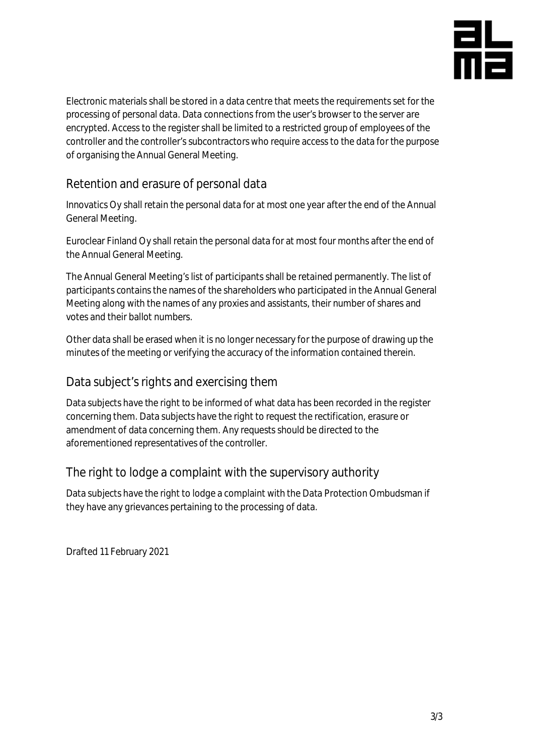Electronic materials shall be stored in a data centre that meets the requirements set for the processing of personal data. Data connections from the user's browser to the server are encrypted. Access to the register shall be limited to a restricted group of employees of the controller and the controller's subcontractors who require access to the data for the purpose of organising the Annual General Meeting.

## Retention and erasure of personal data

Innovatics Oy shall retain the personal data for at most one year after the end of the Annual General Meeting.

Euroclear Finland Oy shall retain the personal data for at most four months after the end of the Annual General Meeting.

The Annual General Meeting's list of participants shall be retained permanently. The list of participants contains the names of the shareholders who participated in the Annual General Meeting along with the names of any proxies and assistants, their number of shares and votes and their ballot numbers.

Other data shall be erased when it is no longer necessary for the purpose of drawing up the minutes of the meeting or verifying the accuracy of the information contained therein.

## Data subject's rights and exercising them

Data subjects have the right to be informed of what data has been recorded in the register concerning them. Data subjects have the right to request the rectification, erasure or amendment of data concerning them. Any requests should be directed to the aforementioned representatives of the controller.

## The right to lodge a complaint with the supervisory authority

Data subjects have the right to lodge a complaint with the Data Protection Ombudsman if they have any grievances pertaining to the processing of data.

Drafted 11 February 2021